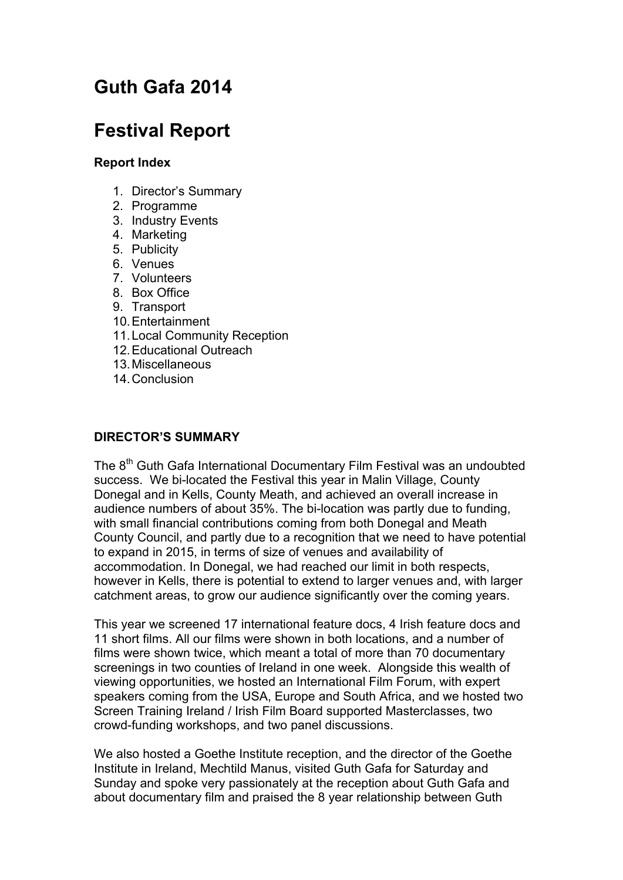# Guth Gafa 2014

# Festival Report

**Report Index**

1. Director's Summary
2. Programme
3. Industry Events
4. Marketing
5. Publicity
6. Venues
7. Volunteers
8. Box Office
9. Transport
10. Entertainment
11. Local Community Reception
12. Educational Outreach
13. Miscellaneous
14. Conclusion

**DIRECTOR'S SUMMARY**

The 8th Guth Gafa International Documentary Film Festival was an undoubted success. We bi-located the Festival this year in Malin Village, County Donegal and in Kells, County Meath, and achieved an overall increase in audience numbers of about 35%. The bi-location was partly due to funding, with small financial contributions coming from both Donegal and Meath County Council, and partly due to a recognition that we need to have potential to expand in 2015, in terms of size of venues and availability of accommodation. In Donegal, we had reached our limit in both respects, however in Kells, there is potential to extend to larger venues and, with larger catchment areas, to grow our audience significantly over the coming years.

This year we screened 17 international feature docs, 4 Irish feature docs and 11 short films. All our films were shown in both locations, and a number of films were shown twice, which meant a total of more than 70 documentary screenings in two counties of Ireland in one week. Alongside this wealth of viewing opportunities, we hosted an International Film Forum, with expert speakers coming from the USA, Europe and South Africa, and we hosted two Screen Training Ireland / Irish Film Board supported Masterclasses, two crowd-funding workshops, and two panel discussions.

We also hosted a Goethe Institute reception, and the director of the Goethe Institute in Ireland, Mechtild Manus, visited Guth Gafa for Saturday and Sunday and spoke very passionately at the reception about Guth Gafa and about documentary film and praised the 8 year relationship between Guth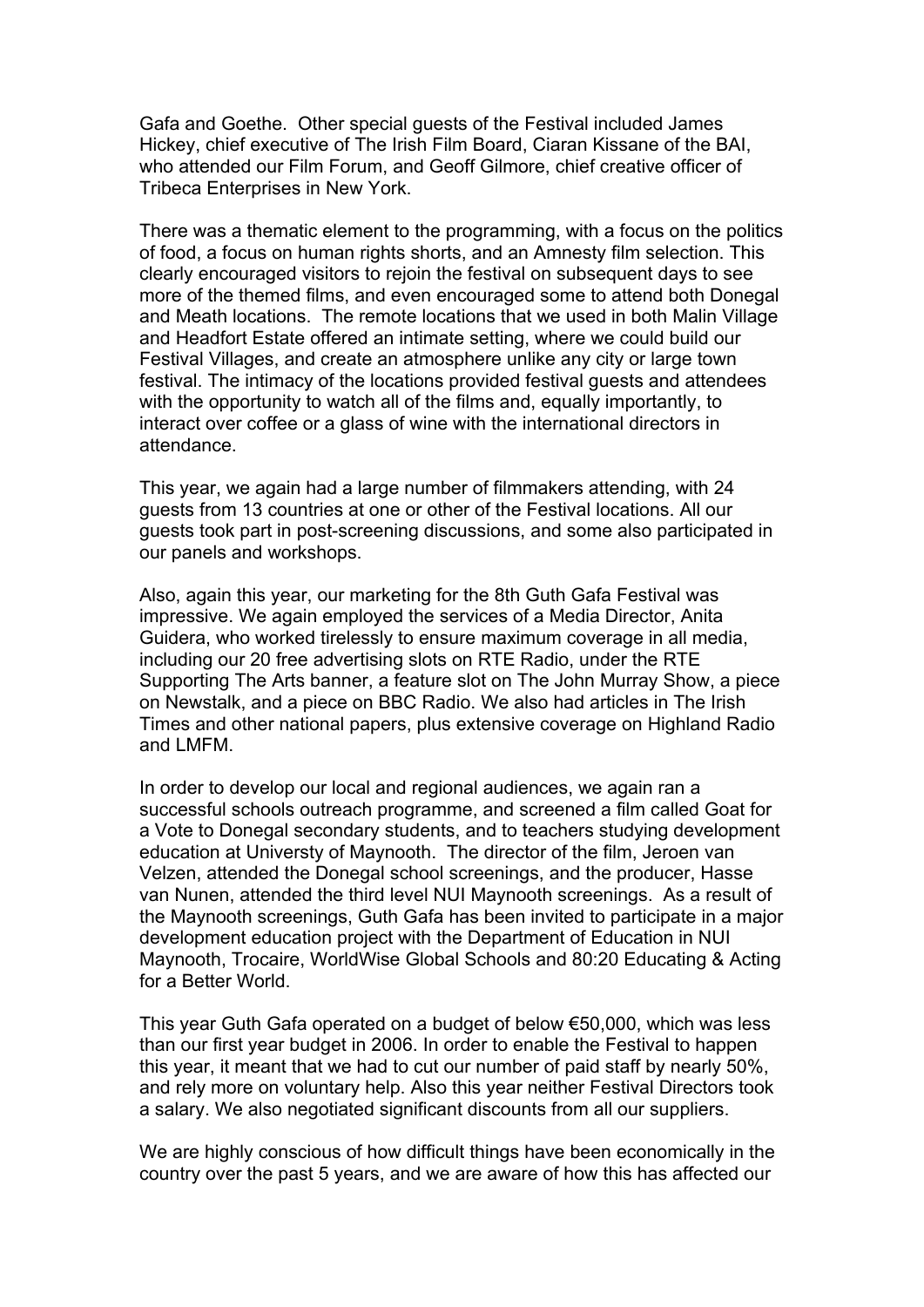Gafa and Goethe. Other special guests of the Festival included James Hickey, chief executive of The Irish Film Board, Ciaran Kissane of the BAI, who attended our Film Forum, and Geoff Gilmore, chief creative officer of Tribeca Enterprises in New York.

There was a thematic element to the programming, with a focus on the politics of food, a focus on human rights shorts, and an Amnesty film selection. This clearly encouraged visitors to rejoin the festival on subsequent days to see more of the themed films, and even encouraged some to attend both Donegal and Meath locations. The remote locations that we used in both Malin Village and Headfort Estate offered an intimate setting, where we could build our Festival Villages, and create an atmosphere unlike any city or large town festival. The intimacy of the locations provided festival guests and attendees with the opportunity to watch all of the films and, equally importantly, to interact over coffee or a glass of wine with the international directors in attendance.

This year, we again had a large number of filmmakers attending, with 24 guests from 13 countries at one or other of the Festival locations. All our guests took part in post-screening discussions, and some also participated in our panels and workshops.

Also, again this year, our marketing for the 8th Guth Gafa Festival was impressive. We again employed the services of a Media Director, Anita Guidera, who worked tirelessly to ensure maximum coverage in all media, including our 20 free advertising slots on RTE Radio, under the RTE Supporting The Arts banner, a feature slot on The John Murray Show, a piece on Newstalk, and a piece on BBC Radio. We also had articles in The Irish Times and other national papers, plus extensive coverage on Highland Radio and LMFM.

In order to develop our local and regional audiences, we again ran a successful schools outreach programme, and screened a film called Goat for a Vote to Donegal secondary students, and to teachers studying development education at Universty of Maynooth. The director of the film, Jeroen van Velzen, attended the Donegal school screenings, and the producer, Hasse van Nunen, attended the third level NUI Maynooth screenings. As a result of the Maynooth screenings, Guth Gafa has been invited to participate in a major development education project with the Department of Education in NUI Maynooth, Trocaire, WorldWise Global Schools and 80:20 Educating & Acting for a Better World.

This year Guth Gafa operated on a budget of below €50,000, which was less than our first year budget in 2006. In order to enable the Festival to happen this year, it meant that we had to cut our number of paid staff by nearly 50%, and rely more on voluntary help. Also this year neither Festival Directors took a salary. We also negotiated significant discounts from all our suppliers.

We are highly conscious of how difficult things have been economically in the country over the past 5 years, and we are aware of how this has affected our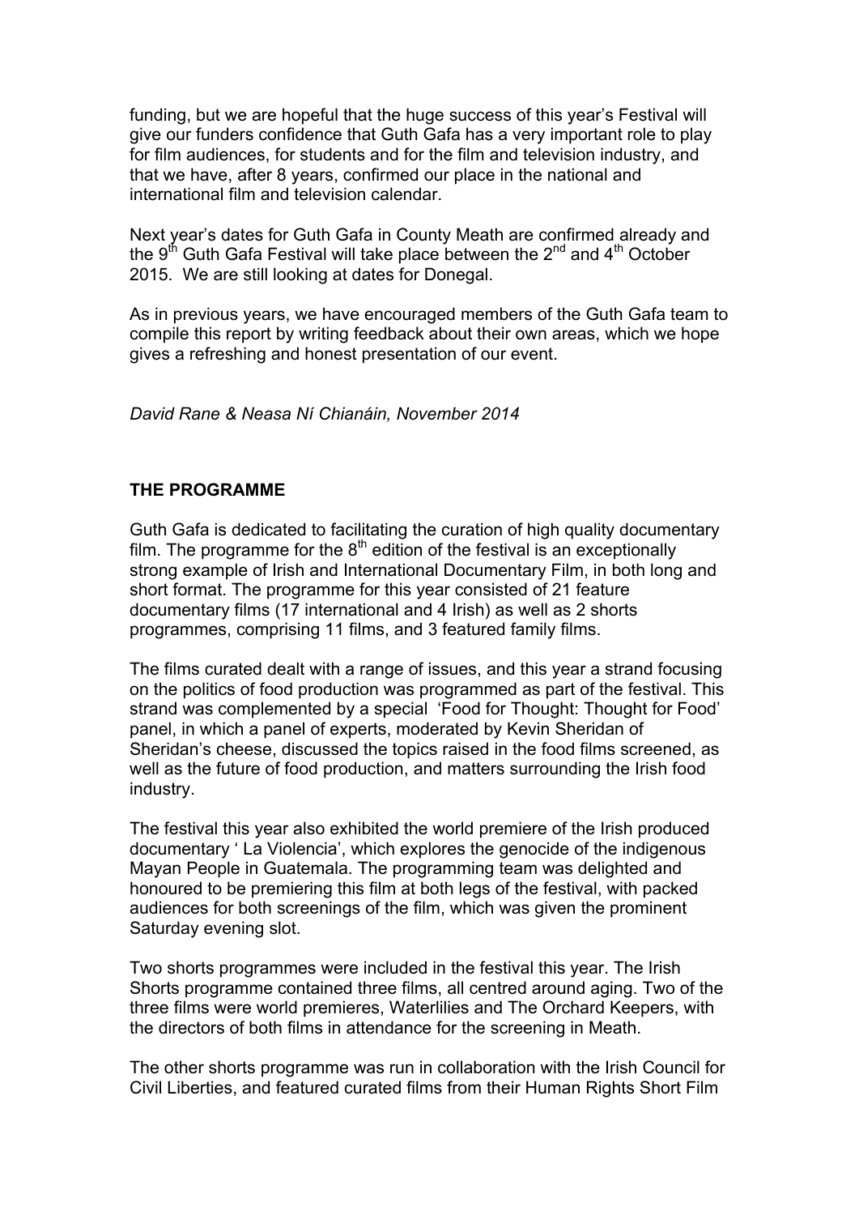funding, but we are hopeful that the huge success of this year's Festival will give our funders confidence that Guth Gafa has a very important role to play for film audiences, for students and for the film and television industry, and that we have, after 8 years, confirmed our place in the national and international film and television calendar.

Next year's dates for Guth Gafa in County Meath are confirmed already and the 9th Guth Gafa Festival will take place between the 2nd and 4th October 2015. We are still looking at dates for Donegal.

As in previous years, we have encouraged members of the Guth Gafa team to compile this report by writing feedback about their own areas, which we hope gives a refreshing and honest presentation of our event.

*David Rane & Neasa Ní Chianáin, November 2014*

## THE PROGRAMME

Guth Gafa is dedicated to facilitating the curation of high quality documentary film. The programme for the 8th edition of the festival is an exceptionally strong example of Irish and International Documentary Film, in both long and short format. The programme for this year consisted of 21 feature documentary films (17 international and 4 Irish) as well as 2 shorts programmes, comprising 11 films, and 3 featured family films.

The films curated dealt with a range of issues, and this year a strand focusing on the politics of food production was programmed as part of the festival. This strand was complemented by a special 'Food for Thought: Thought for Food' panel, in which a panel of experts, moderated by Kevin Sheridan of Sheridan's cheese, discussed the topics raised in the food films screened, as well as the future of food production, and matters surrounding the Irish food industry.

The festival this year also exhibited the world premiere of the Irish produced documentary ' La Violencia', which explores the genocide of the indigenous Mayan People in Guatemala. The programming team was delighted and honoured to be premiering this film at both legs of the festival, with packed audiences for both screenings of the film, which was given the prominent Saturday evening slot.

Two shorts programmes were included in the festival this year. The Irish Shorts programme contained three films, all centred around aging. Two of the three films were world premieres, Waterlilies and The Orchard Keepers, with the directors of both films in attendance for the screening in Meath.

The other shorts programme was run in collaboration with the Irish Council for Civil Liberties, and featured curated films from their Human Rights Short Film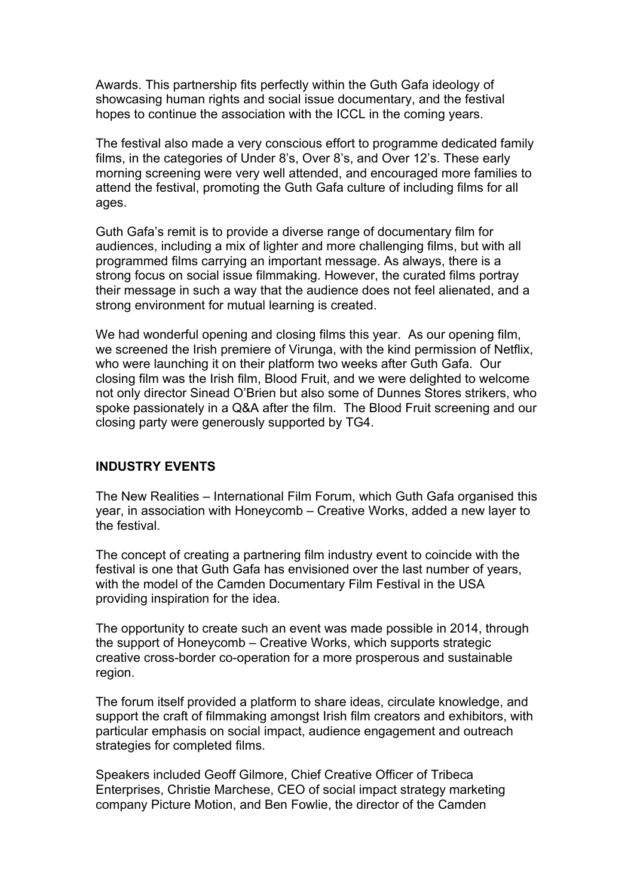Awards. This partnership fits perfectly within the Guth Gafa ideology of showcasing human rights and social issue documentary, and the festival hopes to continue the association with the ICCL in the coming years.

The festival also made a very conscious effort to programme dedicated family films, in the categories of Under 8's, Over 8's, and Over 12's. These early morning screening were very well attended, and encouraged more families to attend the festival, promoting the Guth Gafa culture of including films for all ages.

Guth Gafa's remit is to provide a diverse range of documentary film for audiences, including a mix of lighter and more challenging films, but with all programmed films carrying an important message. As always, there is a strong focus on social issue filmmaking. However, the curated films portray their message in such a way that the audience does not feel alienated, and a strong environment for mutual learning is created.

We had wonderful opening and closing films this year. As our opening film, we screened the Irish premiere of Virunga, with the kind permission of Netflix, who were launching it on their platform two weeks after Guth Gafa. Our closing film was the Irish film, Blood Fruit, and we were delighted to welcome not only director Sinead O'Brien but also some of Dunnes Stores strikers, who spoke passionately in a Q&A after the film. The Blood Fruit screening and our closing party were generously supported by TG4.

**INDUSTRY EVENTS**

The New Realities – International Film Forum, which Guth Gafa organised this year, in association with Honeycomb – Creative Works, added a new layer to the festival.

The concept of creating a partnering film industry event to coincide with the festival is one that Guth Gafa has envisioned over the last number of years, with the model of the Camden Documentary Film Festival in the USA providing inspiration for the idea.

The opportunity to create such an event was made possible in 2014, through the support of Honeycomb – Creative Works, which supports strategic creative cross-border co-operation for a more prosperous and sustainable region.

The forum itself provided a platform to share ideas, circulate knowledge, and support the craft of filmmaking amongst Irish film creators and exhibitors, with particular emphasis on social impact, audience engagement and outreach strategies for completed films.

Speakers included Geoff Gilmore, Chief Creative Officer of Tribeca Enterprises, Christie Marchese, CEO of social impact strategy marketing company Picture Motion, and Ben Fowlie, the director of the Camden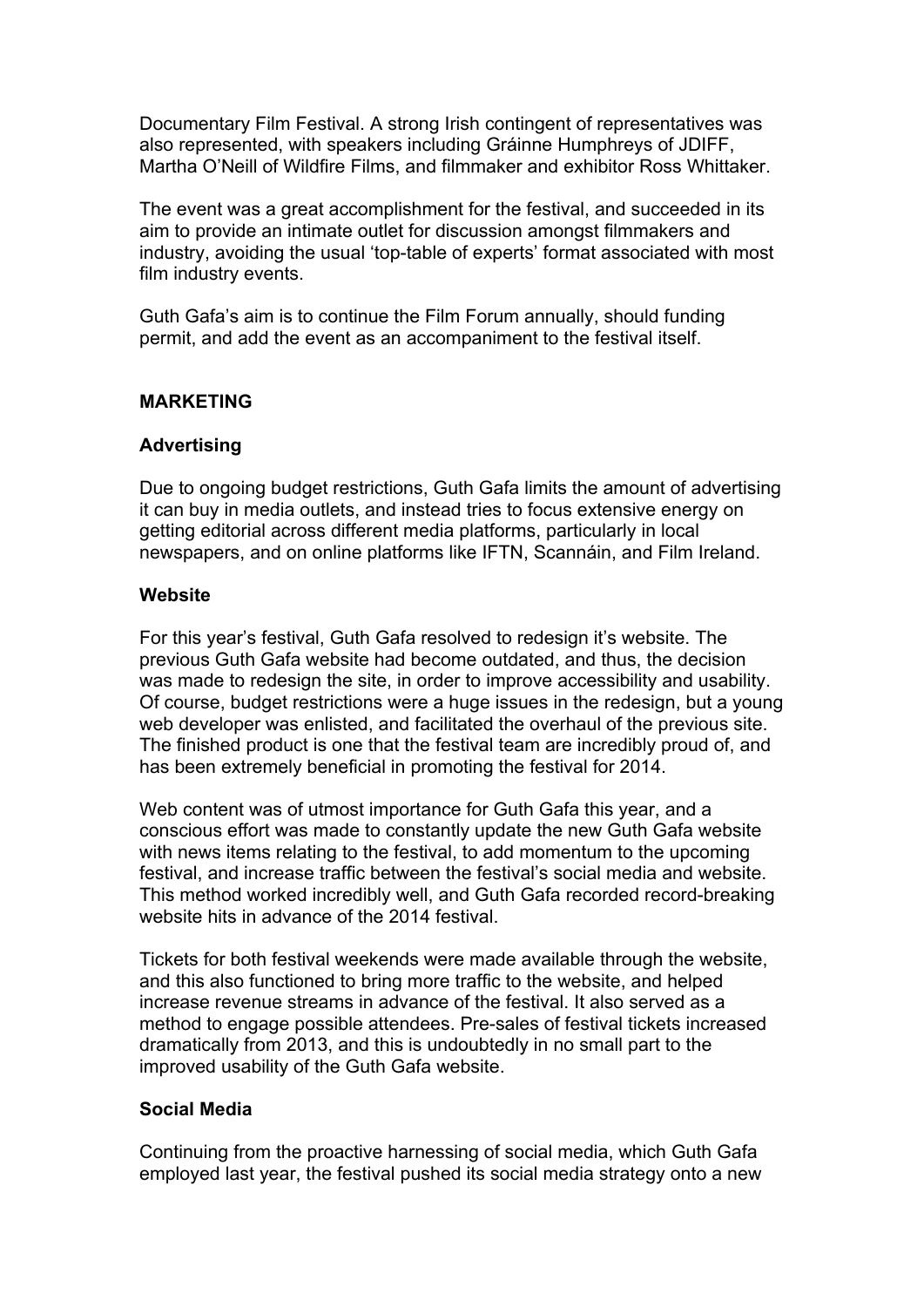Documentary Film Festival. A strong Irish contingent of representatives was also represented, with speakers including Gráinne Humphreys of JDIFF, Martha O'Neill of Wildfire Films, and filmmaker and exhibitor Ross Whittaker.

The event was a great accomplishment for the festival, and succeeded in its aim to provide an intimate outlet for discussion amongst filmmakers and industry, avoiding the usual 'top-table of experts' format associated with most film industry events.

Guth Gafa's aim is to continue the Film Forum annually, should funding permit, and add the event as an accompaniment to the festival itself.

## MARKETING

### Advertising

Due to ongoing budget restrictions, Guth Gafa limits the amount of advertising it can buy in media outlets, and instead tries to focus extensive energy on getting editorial across different media platforms, particularly in local newspapers, and on online platforms like IFTN, Scannáin, and Film Ireland.

### Website

For this year's festival, Guth Gafa resolved to redesign it's website. The previous Guth Gafa website had become outdated, and thus, the decision was made to redesign the site, in order to improve accessibility and usability. Of course, budget restrictions were a huge issues in the redesign, but a young web developer was enlisted, and facilitated the overhaul of the previous site. The finished product is one that the festival team are incredibly proud of, and has been extremely beneficial in promoting the festival for 2014.

Web content was of utmost importance for Guth Gafa this year, and a conscious effort was made to constantly update the new Guth Gafa website with news items relating to the festival, to add momentum to the upcoming festival, and increase traffic between the festival's social media and website. This method worked incredibly well, and Guth Gafa recorded record-breaking website hits in advance of the 2014 festival.

Tickets for both festival weekends were made available through the website, and this also functioned to bring more traffic to the website, and helped increase revenue streams in advance of the festival. It also served as a method to engage possible attendees. Pre-sales of festival tickets increased dramatically from 2013, and this is undoubtedly in no small part to the improved usability of the Guth Gafa website.

### Social Media

Continuing from the proactive harnessing of social media, which Guth Gafa employed last year, the festival pushed its social media strategy onto a new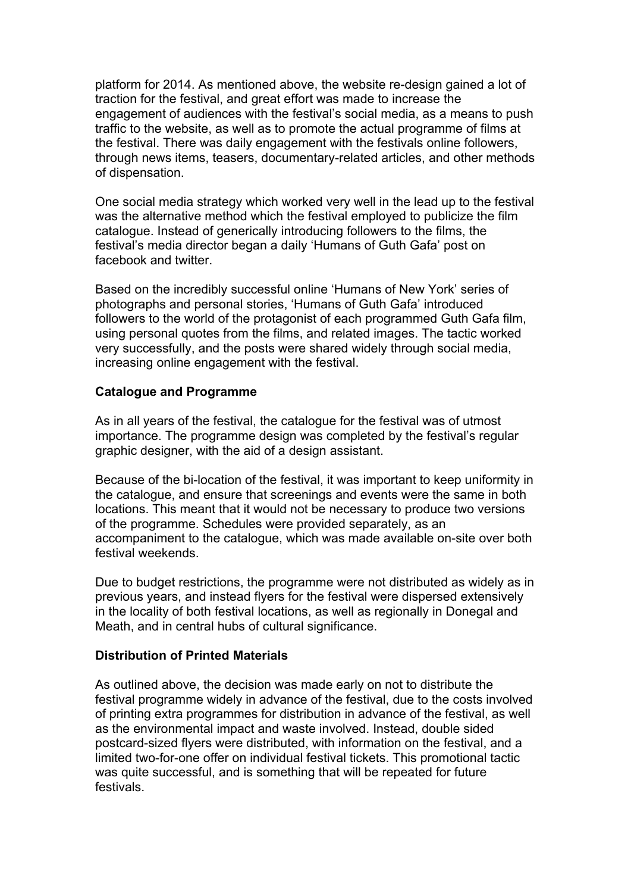platform for 2014. As mentioned above, the website re-design gained a lot of traction for the festival, and great effort was made to increase the engagement of audiences with the festival's social media, as a means to push traffic to the website, as well as to promote the actual programme of films at the festival. There was daily engagement with the festivals online followers, through news items, teasers, documentary-related articles, and other methods of dispensation.

One social media strategy which worked very well in the lead up to the festival was the alternative method which the festival employed to publicize the film catalogue. Instead of generically introducing followers to the films, the festival's media director began a daily 'Humans of Guth Gafa' post on facebook and twitter.

Based on the incredibly successful online 'Humans of New York' series of photographs and personal stories, 'Humans of Guth Gafa' introduced followers to the world of the protagonist of each programmed Guth Gafa film, using personal quotes from the films, and related images. The tactic worked very successfully, and the posts were shared widely through social media, increasing online engagement with the festival.

**Catalogue and Programme**

As in all years of the festival, the catalogue for the festival was of utmost importance. The programme design was completed by the festival's regular graphic designer, with the aid of a design assistant.

Because of the bi-location of the festival, it was important to keep uniformity in the catalogue, and ensure that screenings and events were the same in both locations. This meant that it would not be necessary to produce two versions of the programme. Schedules were provided separately, as an accompaniment to the catalogue, which was made available on-site over both festival weekends.

Due to budget restrictions, the programme were not distributed as widely as in previous years, and instead flyers for the festival were dispersed extensively in the locality of both festival locations, as well as regionally in Donegal and Meath, and in central hubs of cultural significance.

**Distribution of Printed Materials**

As outlined above, the decision was made early on not to distribute the festival programme widely in advance of the festival, due to the costs involved of printing extra programmes for distribution in advance of the festival, as well as the environmental impact and waste involved. Instead, double sided postcard-sized flyers were distributed, with information on the festival, and a limited two-for-one offer on individual festival tickets. This promotional tactic was quite successful, and is something that will be repeated for future festivals.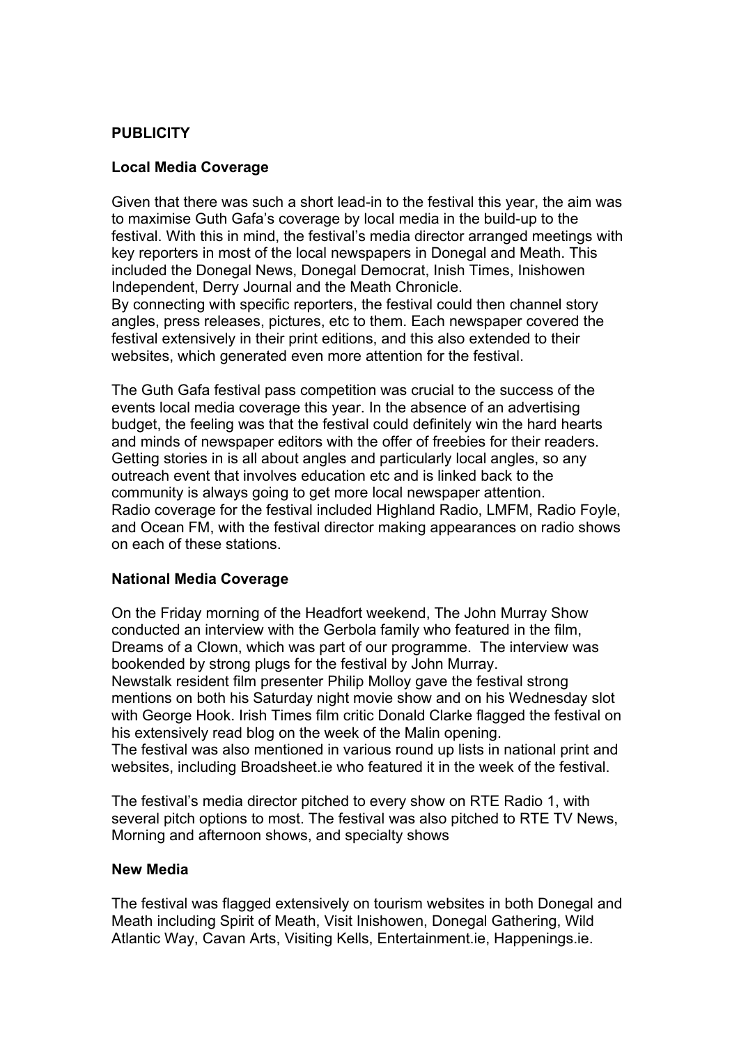**PUBLICITY**

**Local Media Coverage**

Given that there was such a short lead-in to the festival this year, the aim was to maximise Guth Gafa's coverage by local media in the build-up to the festival. With this in mind, the festival's media director arranged meetings with key reporters in most of the local newspapers in Donegal and Meath. This included the Donegal News, Donegal Democrat, Inish Times, Inishowen Independent, Derry Journal and the Meath Chronicle.
By connecting with specific reporters, the festival could then channel story angles, press releases, pictures, etc to them. Each newspaper covered the festival extensively in their print editions, and this also extended to their websites, which generated even more attention for the festival.

The Guth Gafa festival pass competition was crucial to the success of the events local media coverage this year. In the absence of an advertising budget, the feeling was that the festival could definitely win the hard hearts and minds of newspaper editors with the offer of freebies for their readers. Getting stories in is all about angles and particularly local angles, so any outreach event that involves education etc and is linked back to the community is always going to get more local newspaper attention.
Radio coverage for the festival included Highland Radio, LMFM, Radio Foyle, and Ocean FM, with the festival director making appearances on radio shows on each of these stations.

**National Media Coverage**

On the Friday morning of the Headfort weekend, The John Murray Show conducted an interview with the Gerbola family who featured in the film, Dreams of a Clown, which was part of our programme. The interview was bookended by strong plugs for the festival by John Murray.
Newstalk resident film presenter Philip Molloy gave the festival strong mentions on both his Saturday night movie show and on his Wednesday slot with George Hook. Irish Times film critic Donald Clarke flagged the festival on his extensively read blog on the week of the Malin opening.
The festival was also mentioned in various round up lists in national print and websites, including Broadsheet.ie who featured it in the week of the festival.

The festival's media director pitched to every show on RTE Radio 1, with several pitch options to most. The festival was also pitched to RTE TV News, Morning and afternoon shows, and specialty shows

**New Media**

The festival was flagged extensively on tourism websites in both Donegal and Meath including Spirit of Meath, Visit Inishowen, Donegal Gathering, Wild Atlantic Way, Cavan Arts, Visiting Kells, Entertainment.ie, Happenings.ie.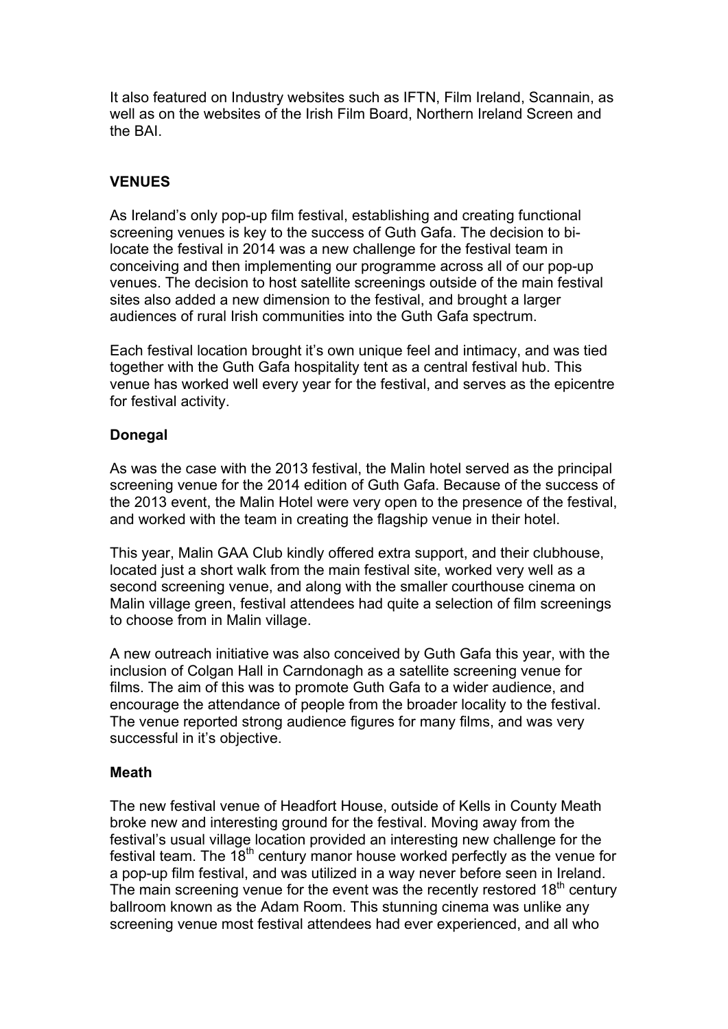It also featured on Industry websites such as IFTN, Film Ireland, Scannain, as well as on the websites of the Irish Film Board, Northern Ireland Screen and the BAI.

## VENUES

As Ireland's only pop-up film festival, establishing and creating functional screening venues is key to the success of Guth Gafa. The decision to bi-locate the festival in 2014 was a new challenge for the festival team in conceiving and then implementing our programme across all of our pop-up venues. The decision to host satellite screenings outside of the main festival sites also added a new dimension to the festival, and brought a larger audiences of rural Irish communities into the Guth Gafa spectrum.

Each festival location brought it's own unique feel and intimacy, and was tied together with the Guth Gafa hospitality tent as a central festival hub. This venue has worked well every year for the festival, and serves as the epicentre for festival activity.

### Donegal

As was the case with the 2013 festival, the Malin hotel served as the principal screening venue for the 2014 edition of Guth Gafa. Because of the success of the 2013 event, the Malin Hotel were very open to the presence of the festival, and worked with the team in creating the flagship venue in their hotel.

This year, Malin GAA Club kindly offered extra support, and their clubhouse, located just a short walk from the main festival site, worked very well as a second screening venue, and along with the smaller courthouse cinema on Malin village green, festival attendees had quite a selection of film screenings to choose from in Malin village.

A new outreach initiative was also conceived by Guth Gafa this year, with the inclusion of Colgan Hall in Carndonagh as a satellite screening venue for films. The aim of this was to promote Guth Gafa to a wider audience, and encourage the attendance of people from the broader locality to the festival. The venue reported strong audience figures for many films, and was very successful in it's objective.

### Meath

The new festival venue of Headfort House, outside of Kells in County Meath broke new and interesting ground for the festival. Moving away from the festival's usual village location provided an interesting new challenge for the festival team. The 18th century manor house worked perfectly as the venue for a pop-up film festival, and was utilized in a way never before seen in Ireland. The main screening venue for the event was the recently restored 18th century ballroom known as the Adam Room. This stunning cinema was unlike any screening venue most festival attendees had ever experienced, and all who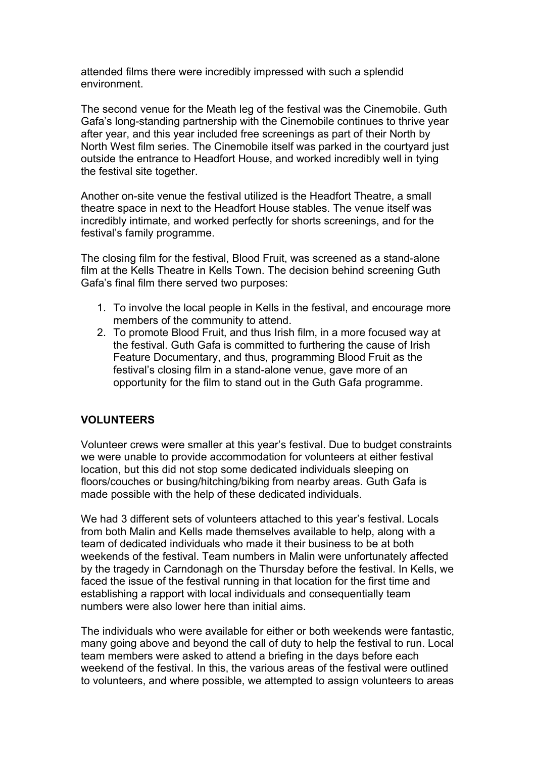attended films there were incredibly impressed with such a splendid environment.

The second venue for the Meath leg of the festival was the Cinemobile. Guth Gafa's long-standing partnership with the Cinemobile continues to thrive year after year, and this year included free screenings as part of their North by North West film series. The Cinemobile itself was parked in the courtyard just outside the entrance to Headfort House, and worked incredibly well in tying the festival site together.

Another on-site venue the festival utilized is the Headfort Theatre, a small theatre space in next to the Headfort House stables. The venue itself was incredibly intimate, and worked perfectly for shorts screenings, and for the festival's family programme.

The closing film for the festival, Blood Fruit, was screened as a stand-alone film at the Kells Theatre in Kells Town. The decision behind screening Guth Gafa's final film there served two purposes:

1. To involve the local people in Kells in the festival, and encourage more members of the community to attend.
2. To promote Blood Fruit, and thus Irish film, in a more focused way at the festival. Guth Gafa is committed to furthering the cause of Irish Feature Documentary, and thus, programming Blood Fruit as the festival's closing film in a stand-alone venue, gave more of an opportunity for the film to stand out in the Guth Gafa programme.

## VOLUNTEERS

Volunteer crews were smaller at this year's festival. Due to budget constraints we were unable to provide accommodation for volunteers at either festival location, but this did not stop some dedicated individuals sleeping on floors/couches or busing/hitching/biking from nearby areas. Guth Gafa is made possible with the help of these dedicated individuals.

We had 3 different sets of volunteers attached to this year's festival. Locals from both Malin and Kells made themselves available to help, along with a team of dedicated individuals who made it their business to be at both weekends of the festival. Team numbers in Malin were unfortunately affected by the tragedy in Carndonagh on the Thursday before the festival. In Kells, we faced the issue of the festival running in that location for the first time and establishing a rapport with local individuals and consequentially team numbers were also lower here than initial aims.

The individuals who were available for either or both weekends were fantastic, many going above and beyond the call of duty to help the festival to run. Local team members were asked to attend a briefing in the days before each weekend of the festival. In this, the various areas of the festival were outlined to volunteers, and where possible, we attempted to assign volunteers to areas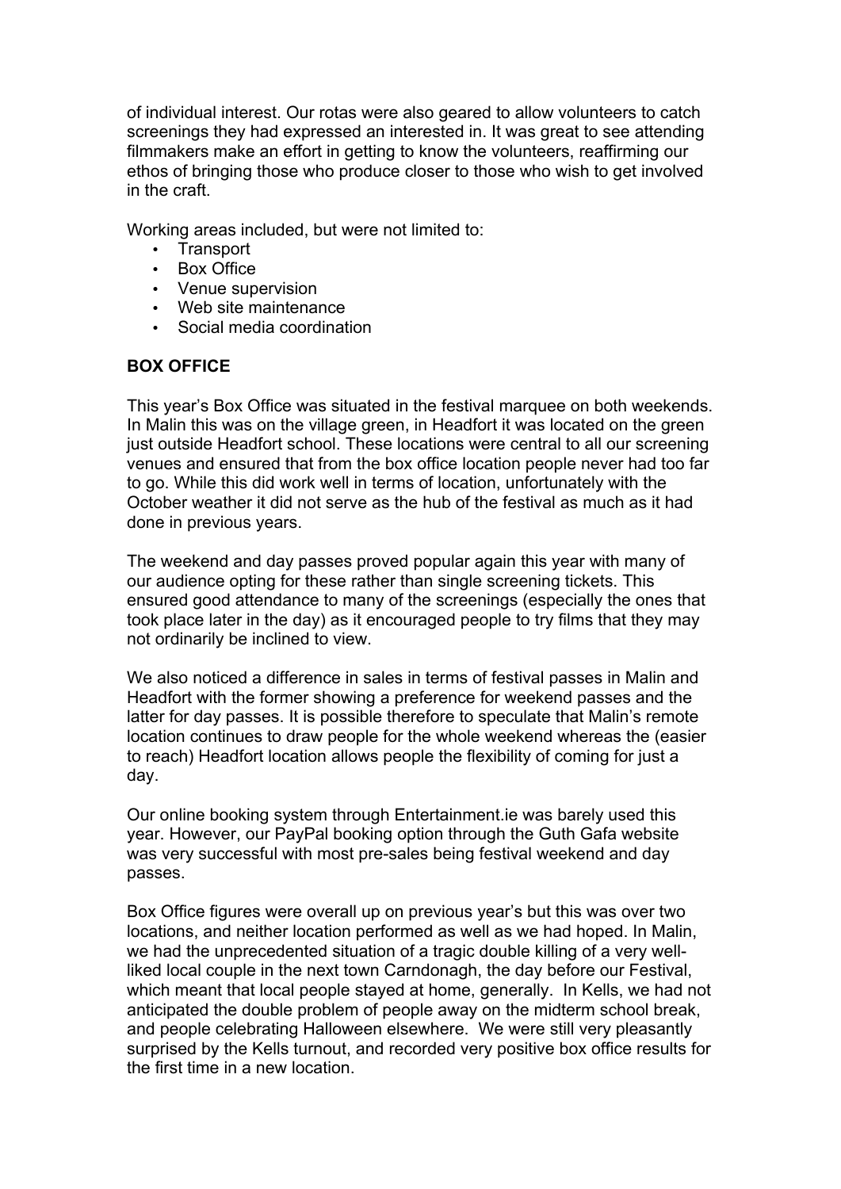of individual interest. Our rotas were also geared to allow volunteers to catch screenings they had expressed an interested in. It was great to see attending filmmakers make an effort in getting to know the volunteers, reaffirming our ethos of bringing those who produce closer to those who wish to get involved in the craft.

Working areas included, but were not limited to:

- Transport
- Box Office
- Venue supervision
- Web site maintenance
- Social media coordination

## BOX OFFICE

This year's Box Office was situated in the festival marquee on both weekends. In Malin this was on the village green, in Headfort it was located on the green just outside Headfort school. These locations were central to all our screening venues and ensured that from the box office location people never had too far to go. While this did work well in terms of location, unfortunately with the October weather it did not serve as the hub of the festival as much as it had done in previous years.

The weekend and day passes proved popular again this year with many of our audience opting for these rather than single screening tickets. This ensured good attendance to many of the screenings (especially the ones that took place later in the day) as it encouraged people to try films that they may not ordinarily be inclined to view.

We also noticed a difference in sales in terms of festival passes in Malin and Headfort with the former showing a preference for weekend passes and the latter for day passes. It is possible therefore to speculate that Malin's remote location continues to draw people for the whole weekend whereas the (easier to reach) Headfort location allows people the flexibility of coming for just a day.

Our online booking system through Entertainment.ie was barely used this year. However, our PayPal booking option through the Guth Gafa website was very successful with most pre-sales being festival weekend and day passes.

Box Office figures were overall up on previous year's but this was over two locations, and neither location performed as well as we had hoped. In Malin, we had the unprecedented situation of a tragic double killing of a very well-liked local couple in the next town Carndonagh, the day before our Festival, which meant that local people stayed at home, generally. In Kells, we had not anticipated the double problem of people away on the midterm school break, and people celebrating Halloween elsewhere. We were still very pleasantly surprised by the Kells turnout, and recorded very positive box office results for the first time in a new location.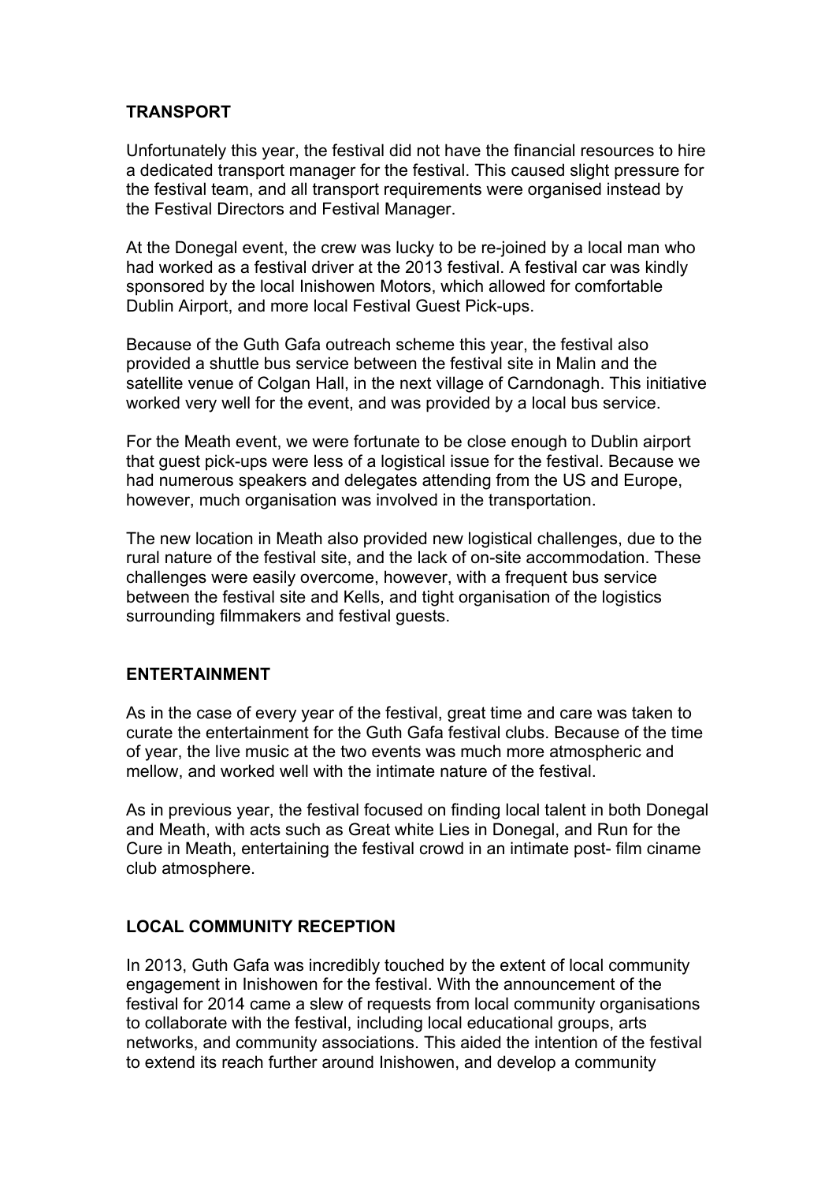## TRANSPORT

Unfortunately this year, the festival did not have the financial resources to hire a dedicated transport manager for the festival. This caused slight pressure for the festival team, and all transport requirements were organised instead by the Festival Directors and Festival Manager.

At the Donegal event, the crew was lucky to be re-joined by a local man who had worked as a festival driver at the 2013 festival. A festival car was kindly sponsored by the local Inishowen Motors, which allowed for comfortable Dublin Airport, and more local Festival Guest Pick-ups.

Because of the Guth Gafa outreach scheme this year, the festival also provided a shuttle bus service between the festival site in Malin and the satellite venue of Colgan Hall, in the next village of Carndonagh. This initiative worked very well for the event, and was provided by a local bus service.

For the Meath event, we were fortunate to be close enough to Dublin airport that guest pick-ups were less of a logistical issue for the festival. Because we had numerous speakers and delegates attending from the US and Europe, however, much organisation was involved in the transportation.

The new location in Meath also provided new logistical challenges, due to the rural nature of the festival site, and the lack of on-site accommodation. These challenges were easily overcome, however, with a frequent bus service between the festival site and Kells, and tight organisation of the logistics surrounding filmmakers and festival guests.

## ENTERTAINMENT

As in the case of every year of the festival, great time and care was taken to curate the entertainment for the Guth Gafa festival clubs. Because of the time of year, the live music at the two events was much more atmospheric and mellow, and worked well with the intimate nature of the festival.

As in previous year, the festival focused on finding local talent in both Donegal and Meath, with acts such as Great white Lies in Donegal, and Run for the Cure in Meath, entertaining the festival crowd in an intimate post- film ciname club atmosphere.

## LOCAL COMMUNITY RECEPTION

In 2013, Guth Gafa was incredibly touched by the extent of local community engagement in Inishowen for the festival. With the announcement of the festival for 2014 came a slew of requests from local community organisations to collaborate with the festival, including local educational groups, arts networks, and community associations. This aided the intention of the festival to extend its reach further around Inishowen, and develop a community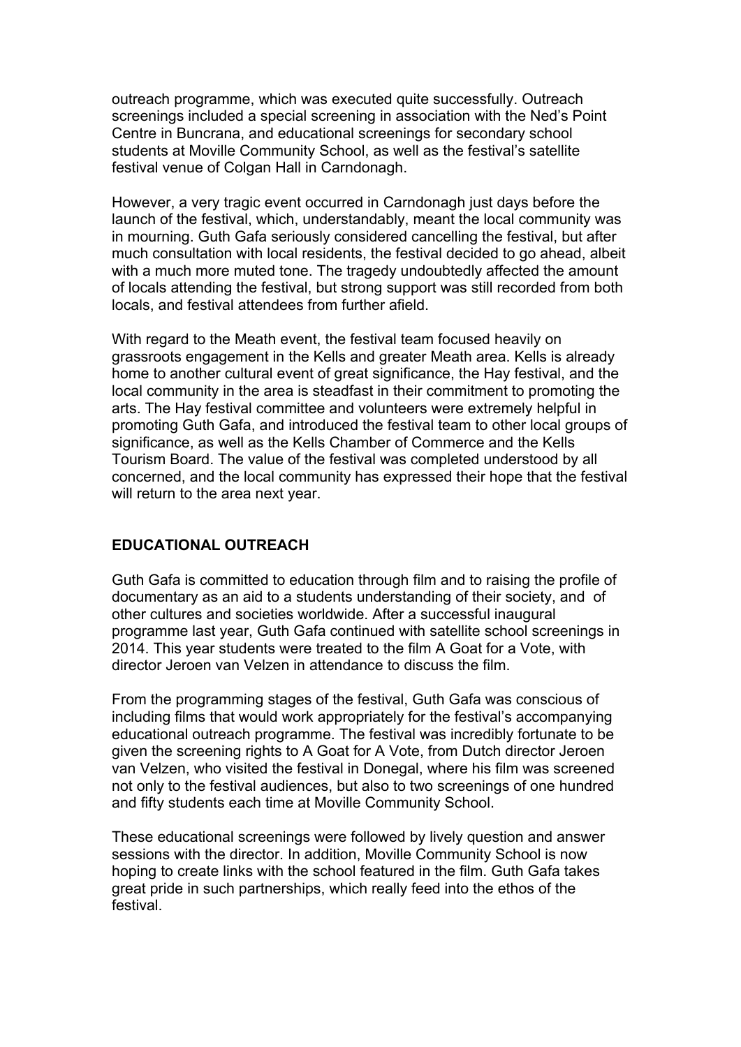outreach programme, which was executed quite successfully. Outreach screenings included a special screening in association with the Ned's Point Centre in Buncrana, and educational screenings for secondary school students at Moville Community School, as well as the festival's satellite festival venue of Colgan Hall in Carndonagh.

However, a very tragic event occurred in Carndonagh just days before the launch of the festival, which, understandably, meant the local community was in mourning. Guth Gafa seriously considered cancelling the festival, but after much consultation with local residents, the festival decided to go ahead, albeit with a much more muted tone. The tragedy undoubtedly affected the amount of locals attending the festival, but strong support was still recorded from both locals, and festival attendees from further afield.

With regard to the Meath event, the festival team focused heavily on grassroots engagement in the Kells and greater Meath area. Kells is already home to another cultural event of great significance, the Hay festival, and the local community in the area is steadfast in their commitment to promoting the arts. The Hay festival committee and volunteers were extremely helpful in promoting Guth Gafa, and introduced the festival team to other local groups of significance, as well as the Kells Chamber of Commerce and the Kells Tourism Board. The value of the festival was completed understood by all concerned, and the local community has expressed their hope that the festival will return to the area next year.

## EDUCATIONAL OUTREACH

Guth Gafa is committed to education through film and to raising the profile of documentary as an aid to a students understanding of their society, and of other cultures and societies worldwide. After a successful inaugural programme last year, Guth Gafa continued with satellite school screenings in 2014. This year students were treated to the film A Goat for a Vote, with director Jeroen van Velzen in attendance to discuss the film.

From the programming stages of the festival, Guth Gafa was conscious of including films that would work appropriately for the festival's accompanying educational outreach programme. The festival was incredibly fortunate to be given the screening rights to A Goat for A Vote, from Dutch director Jeroen van Velzen, who visited the festival in Donegal, where his film was screened not only to the festival audiences, but also to two screenings of one hundred and fifty students each time at Moville Community School.

These educational screenings were followed by lively question and answer sessions with the director. In addition, Moville Community School is now hoping to create links with the school featured in the film. Guth Gafa takes great pride in such partnerships, which really feed into the ethos of the festival.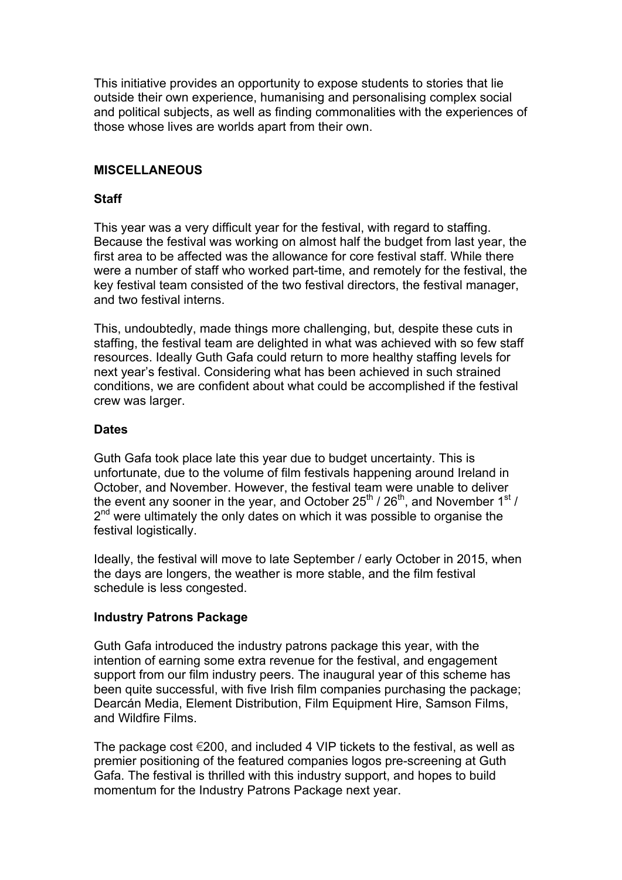This initiative provides an opportunity to expose students to stories that lie outside their own experience, humanising and personalising complex social and political subjects, as well as finding commonalities with the experiences of those whose lives are worlds apart from their own.

## MISCELLANEOUS

### Staff

This year was a very difficult year for the festival, with regard to staffing. Because the festival was working on almost half the budget from last year, the first area to be affected was the allowance for core festival staff. While there were a number of staff who worked part-time, and remotely for the festival, the key festival team consisted of the two festival directors, the festival manager, and two festival interns.

This, undoubtedly, made things more challenging, but, despite these cuts in staffing, the festival team are delighted in what was achieved with so few staff resources. Ideally Guth Gafa could return to more healthy staffing levels for next year's festival. Considering what has been achieved in such strained conditions, we are confident about what could be accomplished if the festival crew was larger.

### Dates

Guth Gafa took place late this year due to budget uncertainty. This is unfortunate, due to the volume of film festivals happening around Ireland in October, and November. However, the festival team were unable to deliver the event any sooner in the year, and October 25th / 26th, and November 1st / 2nd were ultimately the only dates on which it was possible to organise the festival logistically.

Ideally, the festival will move to late September / early October in 2015, when the days are longers, the weather is more stable, and the film festival schedule is less congested.

### Industry Patrons Package

Guth Gafa introduced the industry patrons package this year, with the intention of earning some extra revenue for the festival, and engagement support from our film industry peers. The inaugural year of this scheme has been quite successful, with five Irish film companies purchasing the package; Dearcán Media, Element Distribution, Film Equipment Hire, Samson Films, and Wildfire Films.

The package cost €200, and included 4 VIP tickets to the festival, as well as premier positioning of the featured companies logos pre-screening at Guth Gafa. The festival is thrilled with this industry support, and hopes to build momentum for the Industry Patrons Package next year.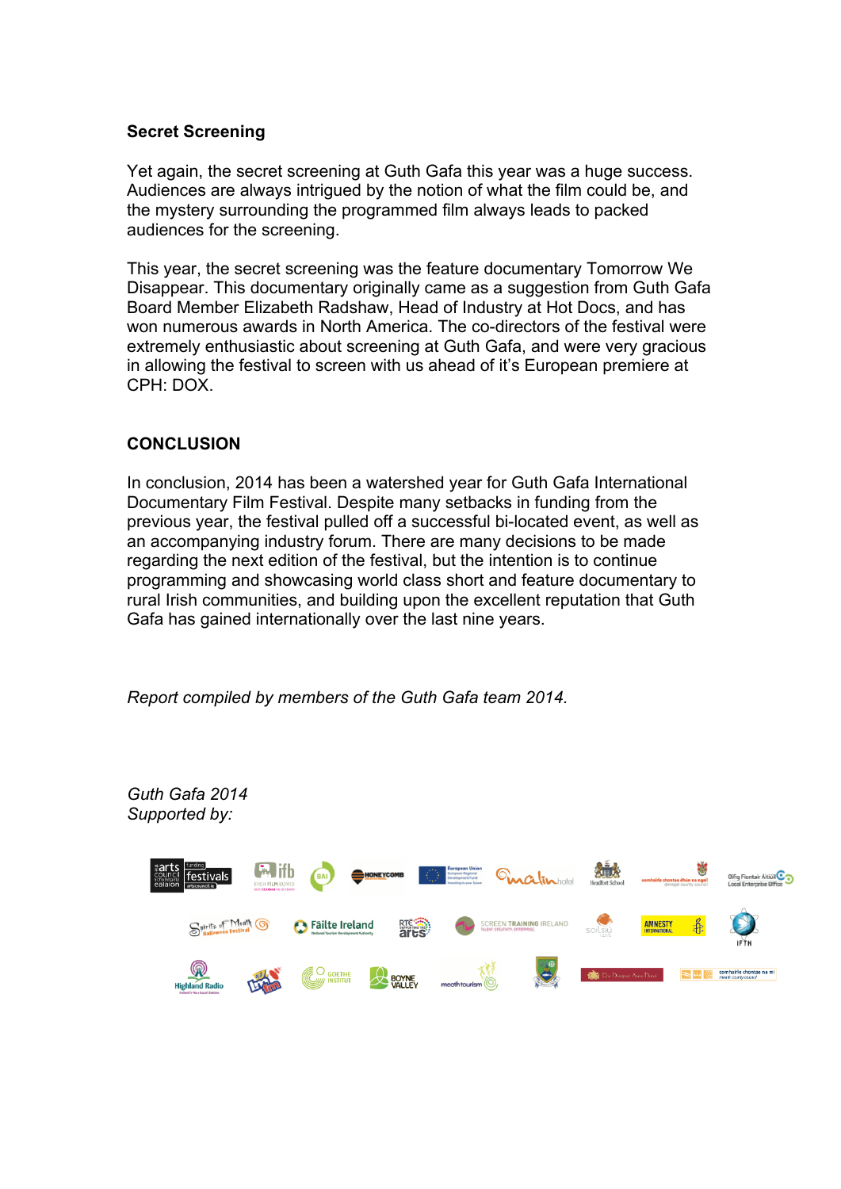### Secret Screening

Yet again, the secret screening at Guth Gafa this year was a huge success. Audiences are always intrigued by the notion of what the film could be, and the mystery surrounding the programmed film always leads to packed audiences for the screening.

This year, the secret screening was the feature documentary Tomorrow We Disappear. This documentary originally came as a suggestion from Guth Gafa Board Member Elizabeth Radshaw, Head of Industry at Hot Docs, and has won numerous awards in North America. The co-directors of the festival were extremely enthusiastic about screening at Guth Gafa, and were very gracious in allowing the festival to screen with us ahead of it's European premiere at CPH: DOX.

## CONCLUSION

In conclusion, 2014 has been a watershed year for Guth Gafa International Documentary Film Festival. Despite many setbacks in funding from the previous year, the festival pulled off a successful bi-located event, as well as an accompanying industry forum. There are many decisions to be made regarding the next edition of the festival, but the intention is to continue programming and showcasing world class short and feature documentary to rural Irish communities, and building upon the excellent reputation that Guth Gafa has gained internationally over the last nine years.

*Report compiled by members of the Guth Gafa team 2014.*

*Guth Gafa 2014*
*Supported by:*